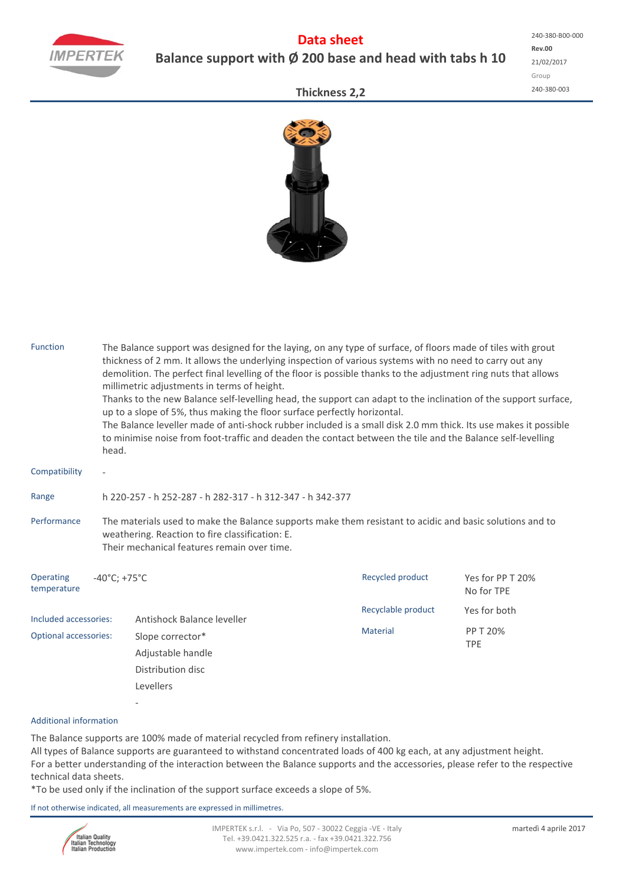# Data sheet

## Balance support with Ø 200 base and head with tabs h 10

240-380-B00-000
**Rev.00**
21/02/2017
Group
240-380-003

### Thickness 2,2

**Function**

The Balance support was designed for the laying, on any type of surface, of floors made of tiles with grout thickness of 2 mm. It allows the underlying inspection of various systems with no need to carry out any demolition. The perfect final levelling of the floor is possible thanks to the adjustment ring nuts that allows millimetric adjustments in terms of height.
Thanks to the new Balance self-levelling head, the support can adapt to the inclination of the support surface, up to a slope of 5%, thus making the floor surface perfectly horizontal.
The Balance leveller made of anti-shock rubber included is a small disk 2.0 mm thick. Its use makes it possible to minimise noise from foot-traffic and deaden the contact between the tile and the Balance self-levelling head.

**Compatibility**

-

**Range**

h 220-257 - h 252-287 - h 282-317 - h 312-347 - h 342-377

**Performance**

The materials used to make the Balance supports make them resistant to acidic and basic solutions and to weathering. Reaction to fire classification: E.
Their mechanical features remain over time.

**Operating temperature**: -40°C; +75°C

**Included accessories:** Antishock Balance leveller

**Optional accessories:**
- Slope corrector*
- Adjustable handle
- Distribution disc
- Levellers
- -

**Recycled product**: Yes for PP T 20%
No for TPE

**Recyclable product**: Yes for both

**Material**: PP T 20%
TPE

**Additional information**

The Balance supports are 100% made of material recycled from refinery installation.
All types of Balance supports are guaranteed to withstand concentrated loads of 400 kg each, at any adjustment height.
For a better understanding of the interaction between the Balance supports and the accessories, please refer to the respective technical data sheets.
*To be used only if the inclination of the support surface exceeds a slope of 5%.

If not otherwise indicated, all measurements are expressed in millimetres.

IMPERTEK s.r.l. - Via Po, 507 - 30022 Ceggia -VE - Italy
Tel. +39.0421.322.525 r.a. - fax +39.0421.322.756
www.impertek.com - info@impertek.com

martedì 4 aprile 2017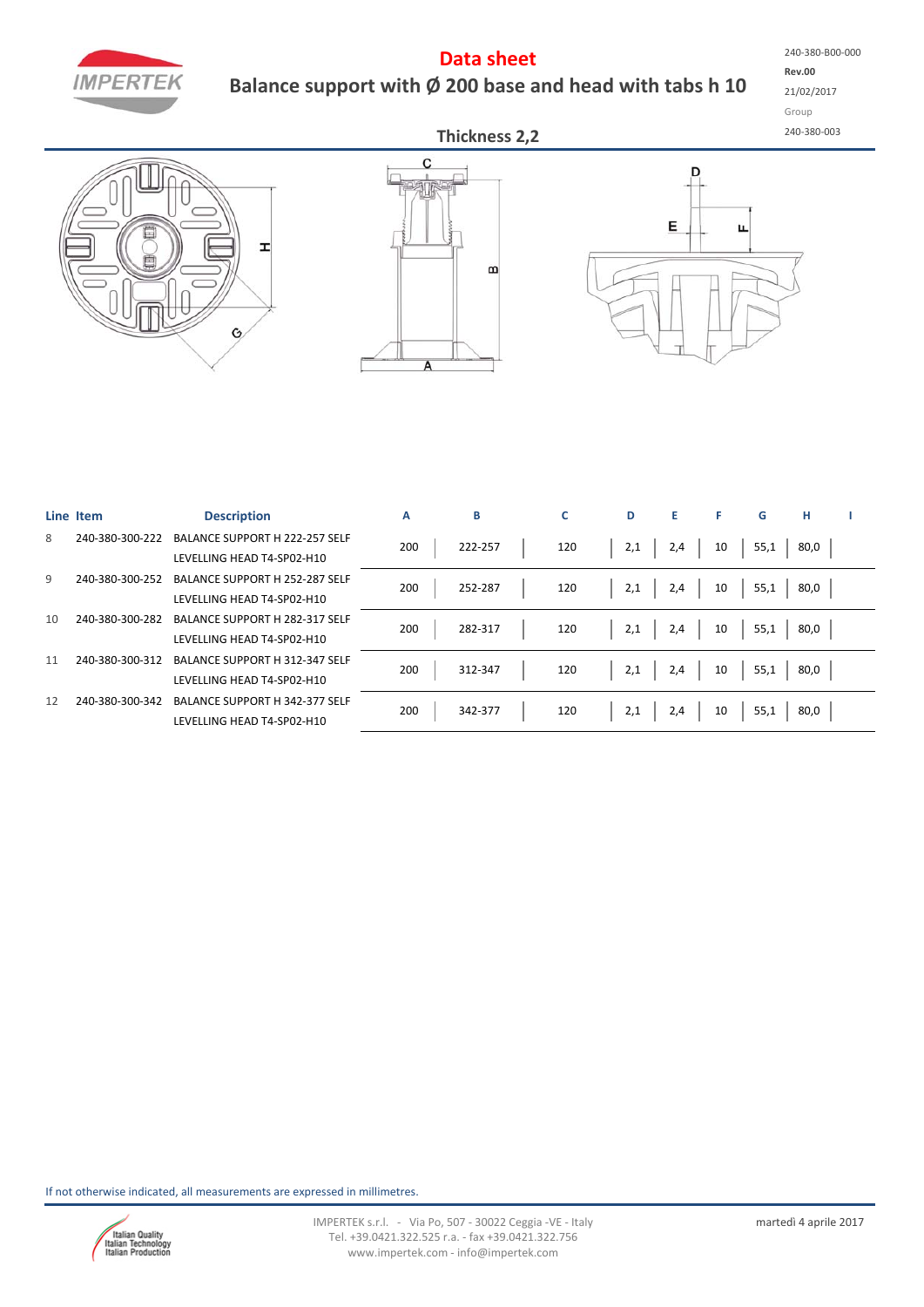# Data sheet

## Balance support with Ø 200 base and head with tabs h 10

240-380-B00-000
**Rev.00**
21/02/2017
Group
240-380-003

### Thickness 2,2

C
D
E
F
H
G
B
A

| Line | Item | Description | A | B | C | D | E | F | G | H | I |
|---|---|---|---|---|---|---|---|---|---|---|---|
| 8 | 240-380-300-222 | BALANCE SUPPORT H 222-257 SELF LEVELLING HEAD T4-SP02-H10 | 200 | 222-257 | 120 | 2,1 | 2,4 | 10 | 55,1 | 80,0 | |
| 9 | 240-380-300-252 | BALANCE SUPPORT H 252-287 SELF LEVELLING HEAD T4-SP02-H10 | 200 | 252-287 | 120 | 2,1 | 2,4 | 10 | 55,1 | 80,0 | |
| 10 | 240-380-300-282 | BALANCE SUPPORT H 282-317 SELF LEVELLING HEAD T4-SP02-H10 | 200 | 282-317 | 120 | 2,1 | 2,4 | 10 | 55,1 | 80,0 | |
| 11 | 240-380-300-312 | BALANCE SUPPORT H 312-347 SELF LEVELLING HEAD T4-SP02-H10 | 200 | 312-347 | 120 | 2,1 | 2,4 | 10 | 55,1 | 80,0 | |
| 12 | 240-380-300-342 | BALANCE SUPPORT H 342-377 SELF LEVELLING HEAD T4-SP02-H10 | 200 | 342-377 | 120 | 2,1 | 2,4 | 10 | 55,1 | 80,0 | |

If not otherwise indicated, all measurements are expressed in millimetres.

Italian Quality
Italian Technology
Italian Production

IMPERTEK s.r.l. - Via Po, 507 - 30022 Ceggia -VE - Italy
Tel. +39.0421.322.525 r.a. - fax +39.0421.322.756
www.impertek.com - info@impertek.com

martedì 4 aprile 2017